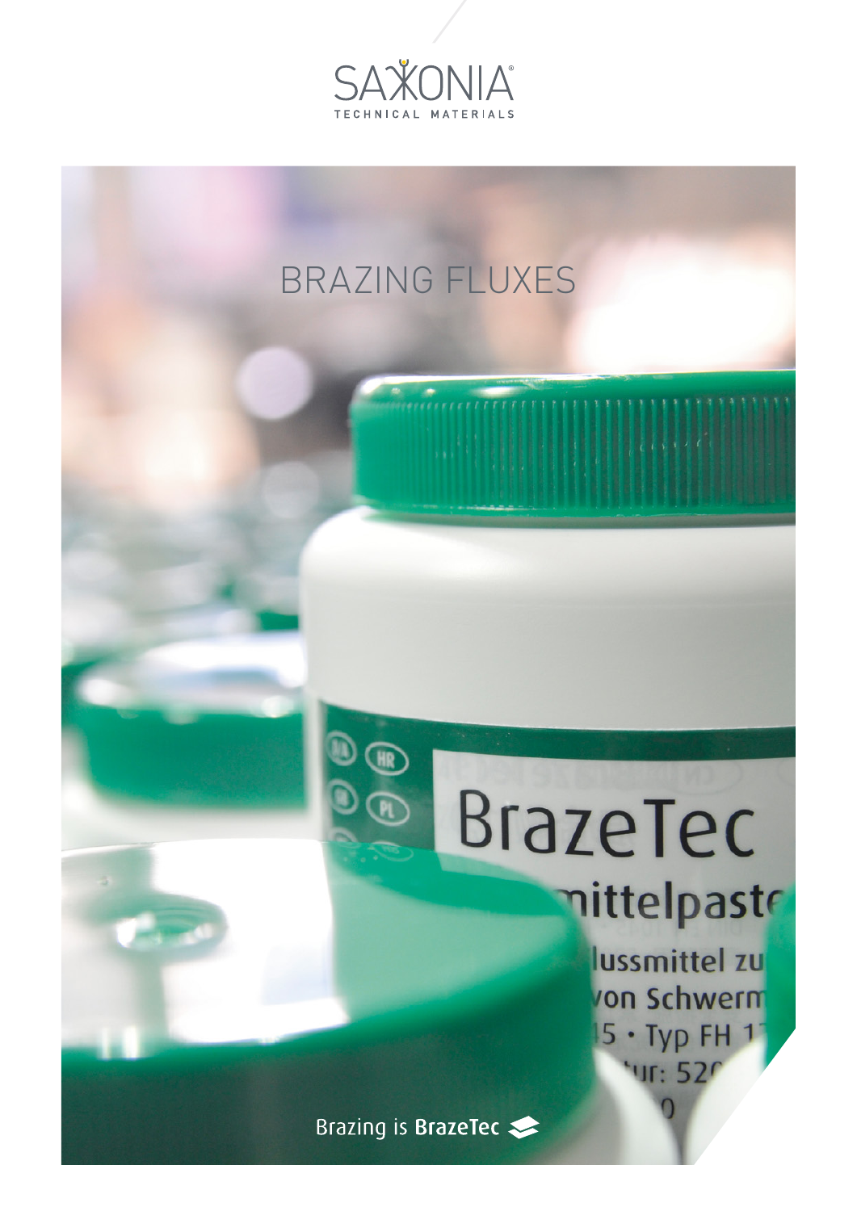SAXONIA

TECHNICAL MATERIALS

# BRAZING FLUXES

Brazing is **BrazeTec**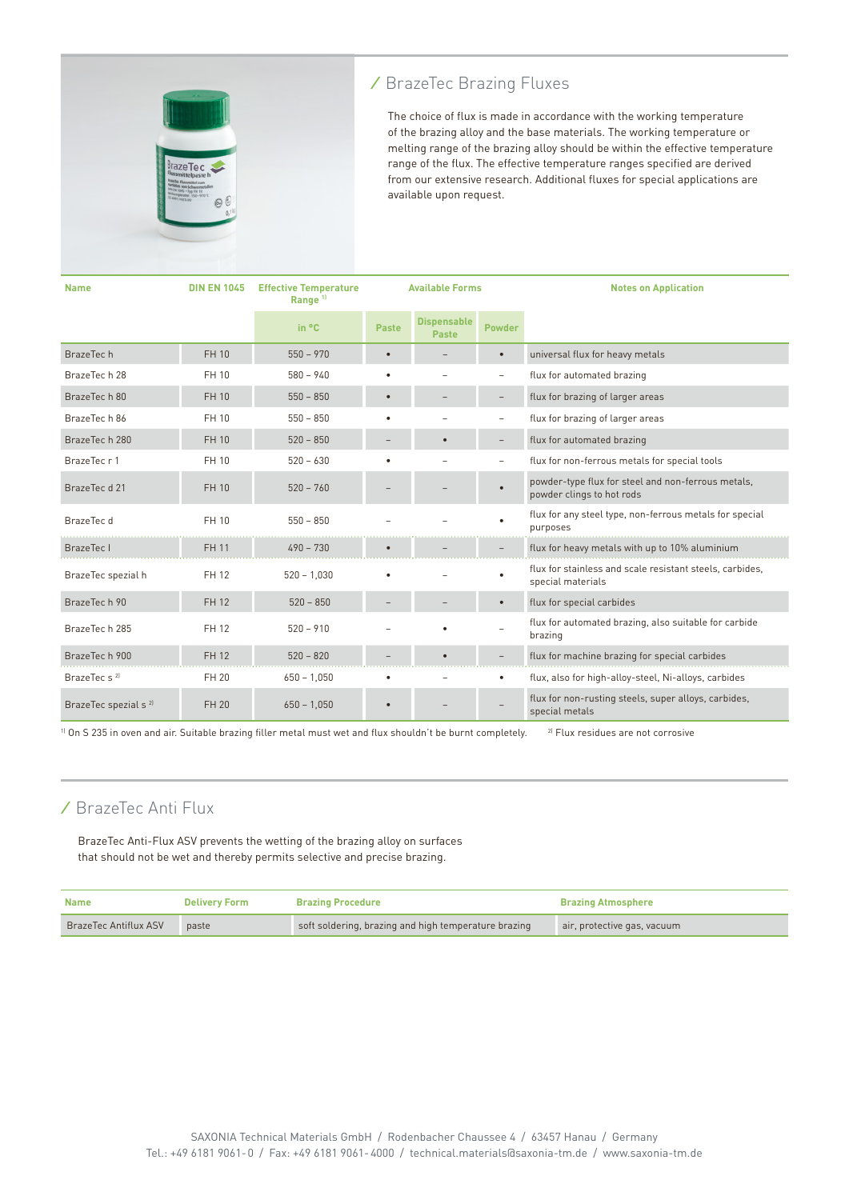## / BrazeTec Brazing Fluxes

The choice of flux is made in accordance with the working temperature of the brazing alloy and the base materials. The working temperature or melting range of the brazing alloy should be within the effective temperature range of the flux. The effective temperature ranges specified are derived from our extensive research. Additional fluxes for special applications are available upon request.

| Name | DIN EN 1045 | Effective Temperature Range [1] | Available Forms | | | Notes on Application |
|---|---|---|---|---|---|---|
| | | in °C | Paste | Dispensable Paste | Powder | |
| BrazeTec h | FH 10 | 550 – 970 | • | – | • | universal flux for heavy metals |
| BrazeTec h 28 | FH 10 | 580 – 940 | • | – | – | flux for automated brazing |
| BrazeTec h 80 | FH 10 | 550 – 850 | • | – | – | flux for brazing of larger areas |
| BrazeTec h 86 | FH 10 | 550 – 850 | • | – | – | flux for brazing of larger areas |
| BrazeTec h 280 | FH 10 | 520 – 850 | – | • | – | flux for automated brazing |
| BrazeTec r 1 | FH 10 | 520 – 630 | • | – | – | flux for non-ferrous metals for special tools |
| BrazeTec d 21 | FH 10 | 520 – 760 | – | – | • | powder-type flux for steel and non-ferrous metals, powder clings to hot rods |
| BrazeTec d | FH 10 | 550 – 850 | – | – | • | flux for any steel type, non-ferrous metals for special purposes |
| BrazeTec l | FH 11 | 490 – 730 | • | – | – | flux for heavy metals with up to 10% aluminium |
| BrazeTec spezial h | FH 12 | 520 – 1,030 | • | – | • | flux for stainless and scale resistant steels, carbides, special materials |
| BrazeTec h 90 | FH 12 | 520 – 850 | – | – | • | flux for special carbides |
| BrazeTec h 285 | FH 12 | 520 – 910 | – | • | – | flux for automated brazing, also suitable for carbide brazing |
| BrazeTec h 900 | FH 12 | 520 – 820 | – | • | – | flux for machine brazing for special carbides |
| BrazeTec s [2] | FH 20 | 650 – 1,050 | • | – | • | flux, also for high-alloy-steel, Ni-alloys, carbides |
| BrazeTec spezial s [2] | FH 20 | 650 – 1,050 | • | – | – | flux for non-rusting steels, super alloys, carbides, special metals |

[1] On S 235 in oven and air. Suitable brazing filler metal must wet and flux shouldn't be burnt completely. [2] Flux residues are not corrosive

## / BrazeTec Anti Flux

BrazeTec Anti-Flux ASV prevents the wetting of the brazing alloy on surfaces that should not be wet and thereby permits selective and precise brazing.

| Name | Delivery Form | Brazing Procedure | Brazing Atmosphere |
|---|---|---|---|
| BrazeTec Antiflux ASV | paste | soft soldering, brazing and high temperature brazing | air, protective gas, vacuum |

SAXONIA Technical Materials GmbH / Rodenbacher Chaussee 4 / 63457 Hanau / Germany
Tel.: +49 6181 9061-0 / Fax: +49 6181 9061-4000 / technical.materials@saxonia-tm.de / www.saxonia-tm.de